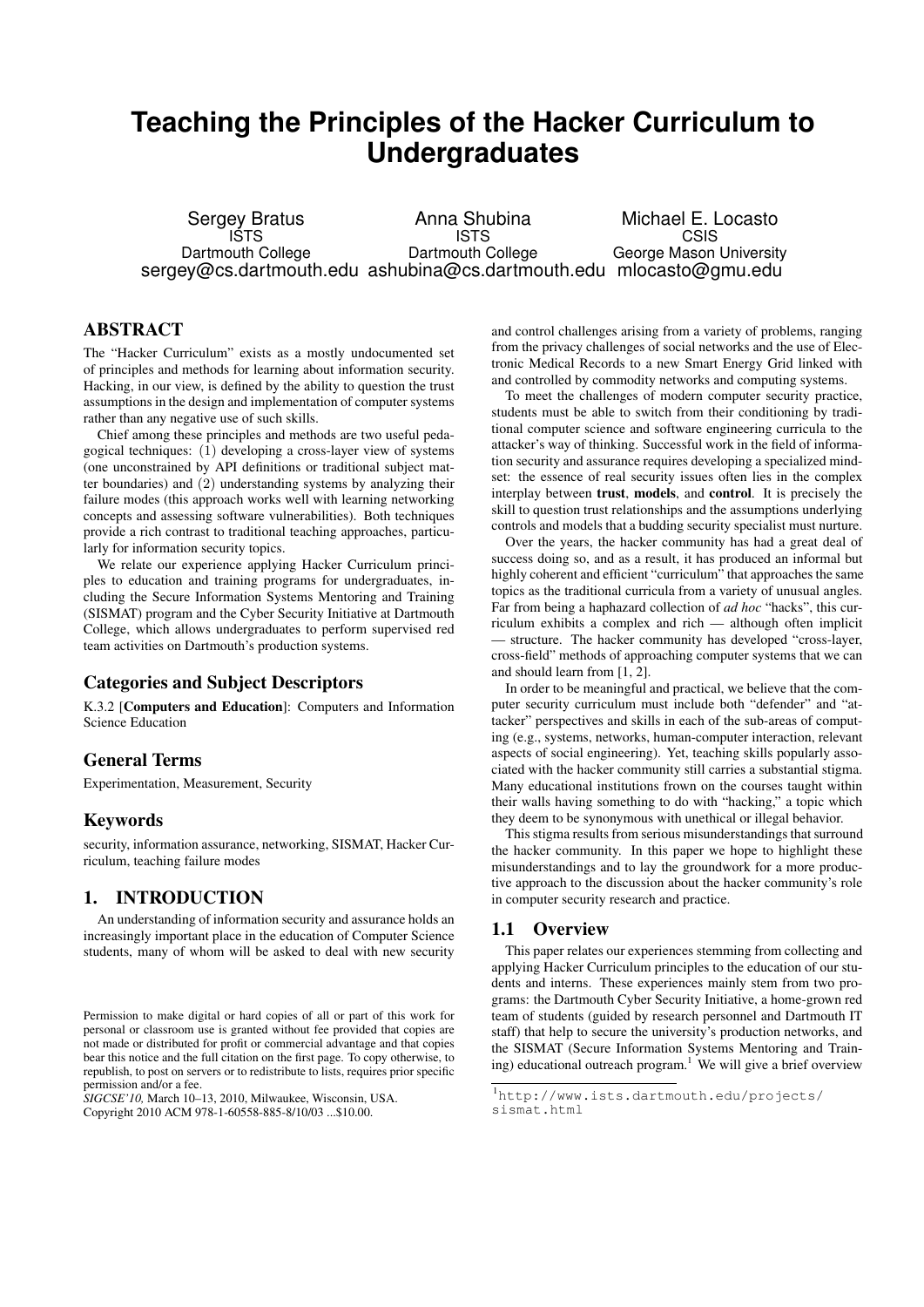# Teaching the Principles of the Hacker Curriculum to Undergraduates

Sergey Bratus
ISTS
Dartmouth College
sergey@cs.dartmouth.edu

Anna Shubina
ISTS
Dartmouth College
ashubina@cs.dartmouth.edu

Michael E. Locasto
CSIS
George Mason University
mlocasto@gmu.edu

## ABSTRACT

The "Hacker Curriculum" exists as a mostly undocumented set of principles and methods for learning about information security. Hacking, in our view, is defined by the ability to question the trust assumptions in the design and implementation of computer systems rather than any negative use of such skills.

Chief among these principles and methods are two useful pedagogical techniques: (1) developing a cross-layer view of systems (one unconstrained by API definitions or traditional subject matter boundaries) and (2) understanding systems by analyzing their failure modes (this approach works well with learning networking concepts and assessing software vulnerabilities). Both techniques provide a rich contrast to traditional teaching approaches, particularly for information security topics.

We relate our experience applying Hacker Curriculum principles to education and training programs for undergraduates, including the Secure Information Systems Mentoring and Training (SISMAT) program and the Cyber Security Initiative at Dartmouth College, which allows undergraduates to perform supervised red team activities on Dartmouth's production systems.

### Categories and Subject Descriptors

K.3.2 [**Computers and Education**]: Computers and Information Science Education

### General Terms

Experimentation, Measurement, Security

### Keywords

security, information assurance, networking, SISMAT, Hacker Curriculum, teaching failure modes

## 1. INTRODUCTION

An understanding of information security and assurance holds an increasingly important place in the education of Computer Science students, many of whom will be asked to deal with new security and control challenges arising from a variety of problems, ranging from the privacy challenges of social networks and the use of Electronic Medical Records to a new Smart Energy Grid linked with and controlled by commodity networks and computing systems.

To meet the challenges of modern computer security practice, students must be able to switch from their conditioning by traditional computer science and software engineering curricula to the attacker's way of thinking. Successful work in the field of information security and assurance requires developing a specialized mindset: the essence of real security issues often lies in the complex interplay between **trust**, **models**, and **control**. It is precisely the skill to question trust relationships and the assumptions underlying controls and models that a budding security specialist must nurture.

Over the years, the hacker community has had a great deal of success doing so, and as a result, it has produced an informal but highly coherent and efficient "curriculum" that approaches the same topics as the traditional curricula from a variety of unusual angles. Far from being a haphazard collection of *ad hoc* "hacks", this curriculum exhibits a complex and rich — although often implicit — structure. The hacker community has developed "cross-layer, cross-field" methods of approaching computer systems that we can and should learn from [1, 2].

In order to be meaningful and practical, we believe that the computer security curriculum must include both "defender" and "attacker" perspectives and skills in each of the sub-areas of computing (e.g., systems, networks, human-computer interaction, relevant aspects of social engineering). Yet, teaching skills popularly associated with the hacker community still carries a substantial stigma. Many educational institutions frown on the courses taught within their walls having something to do with "hacking," a topic which they deem to be synonymous with unethical or illegal behavior.

This stigma results from serious misunderstandings that surround the hacker community. In this paper we hope to highlight these misunderstandings and to lay the groundwork for a more productive approach to the discussion about the hacker community's role in computer security research and practice.

### 1.1 Overview

This paper relates our experiences stemming from collecting and applying Hacker Curriculum principles to the education of our students and interns. These experiences mainly stem from two programs: the Dartmouth Cyber Security Initiative, a home-grown red team of students (guided by research personnel and Dartmouth IT staff) that help to secure the university's production networks, and the SISMAT (Secure Information Systems Mentoring and Training) educational outreach program.[1] We will give a brief overview

Permission to make digital or hard copies of all or part of this work for personal or classroom use is granted without fee provided that copies are not made or distributed for profit or commercial advantage and that copies bear this notice and the full citation on the first page. To copy otherwise, to republish, to post on servers or to redistribute to lists, requires prior specific permission and/or a fee.
*SIGCSE'10,* March 10–13, 2010, Milwaukee, Wisconsin, USA.
Copyright 2010 ACM 978-1-60558-885-8/10/03 ...$10.00.

[1] http://www.ists.dartmouth.edu/projects/sismat.html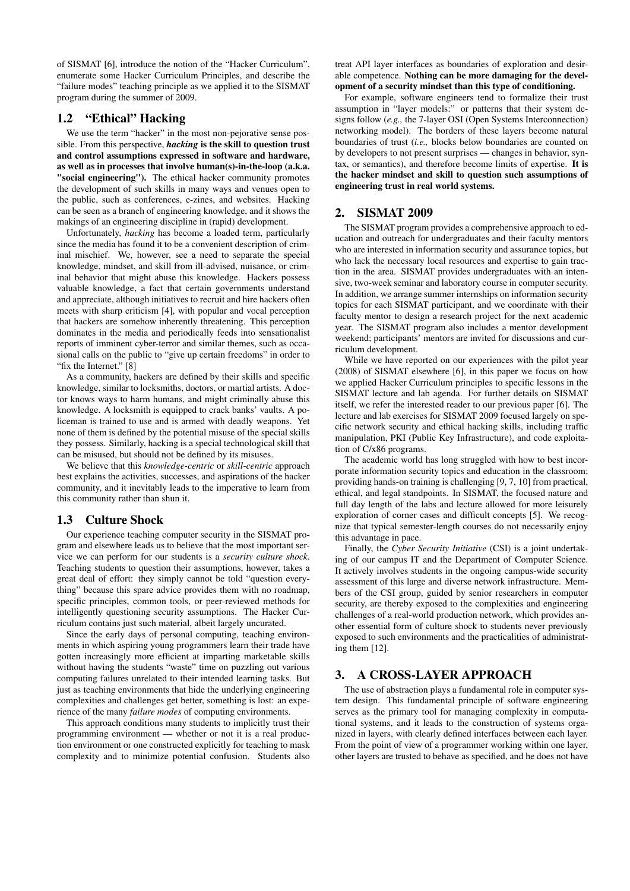of SISMAT [6], introduce the notion of the "Hacker Curriculum", enumerate some Hacker Curriculum Principles, and describe the "failure modes" teaching principle as we applied it to the SISMAT program during the summer of 2009.

## 1.2 "Ethical" Hacking

We use the term "hacker" in the most non-pejorative sense possible. From this perspective, ***hacking*** **is the skill to question trust and control assumptions expressed in software and hardware, as well as in processes that involve human(s)-in-the-loop (a.k.a. "social engineering").** The ethical hacker community promotes the development of such skills in many ways and venues open to the public, such as conferences, e-zines, and websites. Hacking can be seen as a branch of engineering knowledge, and it shows the makings of an engineering discipline in (rapid) development.

Unfortunately, *hacking* has become a loaded term, particularly since the media has found it to be a convenient description of criminal mischief. We, however, see a need to separate the special knowledge, mindset, and skill from ill-advised, nuisance, or criminal behavior that might abuse this knowledge. Hackers possess valuable knowledge, a fact that certain governments understand and appreciate, although initiatives to recruit and hire hackers often meets with sharp criticism [4], with popular and vocal perception that hackers are somehow inherently threatening. This perception dominates in the media and periodically feeds into sensationalist reports of imminent cyber-terror and similar themes, such as occasional calls on the public to "give up certain freedoms" in order to "fix the Internet." [8]

As a community, hackers are defined by their skills and specific knowledge, similar to locksmiths, doctors, or martial artists. A doctor knows ways to harm humans, and might criminally abuse this knowledge. A locksmith is equipped to crack banks' vaults. A policeman is trained to use and is armed with deadly weapons. Yet none of them is defined by the potential misuse of the special skills they possess. Similarly, hacking is a special technological skill that can be misused, but should not be defined by its misuses.

We believe that this *knowledge-centric* or *skill-centric* approach best explains the activities, successes, and aspirations of the hacker community, and it inevitably leads to the imperative to learn from this community rather than shun it.

## 1.3 Culture Shock

Our experience teaching computer security in the SISMAT program and elsewhere leads us to believe that the most important service we can perform for our students is a *security culture shock*. Teaching students to question their assumptions, however, takes a great deal of effort: they simply cannot be told "question everything" because this spare advice provides them with no roadmap, specific principles, common tools, or peer-reviewed methods for intelligently questioning security assumptions. The Hacker Curriculum contains just such material, albeit largely uncurated.

Since the early days of personal computing, teaching environments in which aspiring young programmers learn their trade have gotten increasingly more efficient at imparting marketable skills without having the students "waste" time on puzzling out various computing failures unrelated to their intended learning tasks. But just as teaching environments that hide the underlying engineering complexities and challenges get better, something is lost: an experience of the many *failure modes* of computing environments.

This approach conditions many students to implicitly trust their programming environment — whether or not it is a real production environment or one constructed explicitly for teaching to mask complexity and to minimize potential confusion. Students also treat API layer interfaces as boundaries of exploration and desirable competence. **Nothing can be more damaging for the development of a security mindset than this type of conditioning.**

For example, software engineers tend to formalize their trust assumption in "layer models:" or patterns that their system designs follow (*e.g.,* the 7-layer OSI (Open Systems Interconnection) networking model). The borders of these layers become natural boundaries of trust (*i.e.,* blocks below boundaries are counted on by developers to not present surprises — changes in behavior, syntax, or semantics), and therefore become limits of expertise. **It is the hacker mindset and skill to question such assumptions of engineering trust in real world systems.**

# 2. SISMAT 2009

The SISMAT program provides a comprehensive approach to education and outreach for undergraduates and their faculty mentors who are interested in information security and assurance topics, but who lack the necessary local resources and expertise to gain traction in the area. SISMAT provides undergraduates with an intensive, two-week seminar and laboratory course in computer security. In addition, we arrange summer internships on information security topics for each SISMAT participant, and we coordinate with their faculty mentor to design a research project for the next academic year. The SISMAT program also includes a mentor development weekend; participants' mentors are invited for discussions and curriculum development.

While we have reported on our experiences with the pilot year (2008) of SISMAT elsewhere [6], in this paper we focus on how we applied Hacker Curriculum principles to specific lessons in the SISMAT lecture and lab agenda. For further details on SISMAT itself, we refer the interested reader to our previous paper [6]. The lecture and lab exercises for SISMAT 2009 focused largely on specific network security and ethical hacking skills, including traffic manipulation, PKI (Public Key Infrastructure), and code exploitation of C/x86 programs.

The academic world has long struggled with how to best incorporate information security topics and education in the classroom; providing hands-on training is challenging [9, 7, 10] from practical, ethical, and legal standpoints. In SISMAT, the focused nature and full day length of the labs and lecture allowed for more leisurely exploration of corner cases and difficult concepts [5]. We recognize that typical semester-length courses do not necessarily enjoy this advantage in pace.

Finally, the *Cyber Security Initiative* (CSI) is a joint undertaking of our campus IT and the Department of Computer Science. It actively involves students in the ongoing campus-wide security assessment of this large and diverse network infrastructure. Members of the CSI group, guided by senior researchers in computer security, are thereby exposed to the complexities and engineering challenges of a real-world production network, which provides another essential form of culture shock to students never previously exposed to such environments and the practicalities of administrating them [12].

# 3. A CROSS-LAYER APPROACH

The use of abstraction plays a fundamental role in computer system design. This fundamental principle of software engineering serves as the primary tool for managing complexity in computational systems, and it leads to the construction of systems organized in layers, with clearly defined interfaces between each layer. From the point of view of a programmer working within one layer, other layers are trusted to behave as specified, and he does not have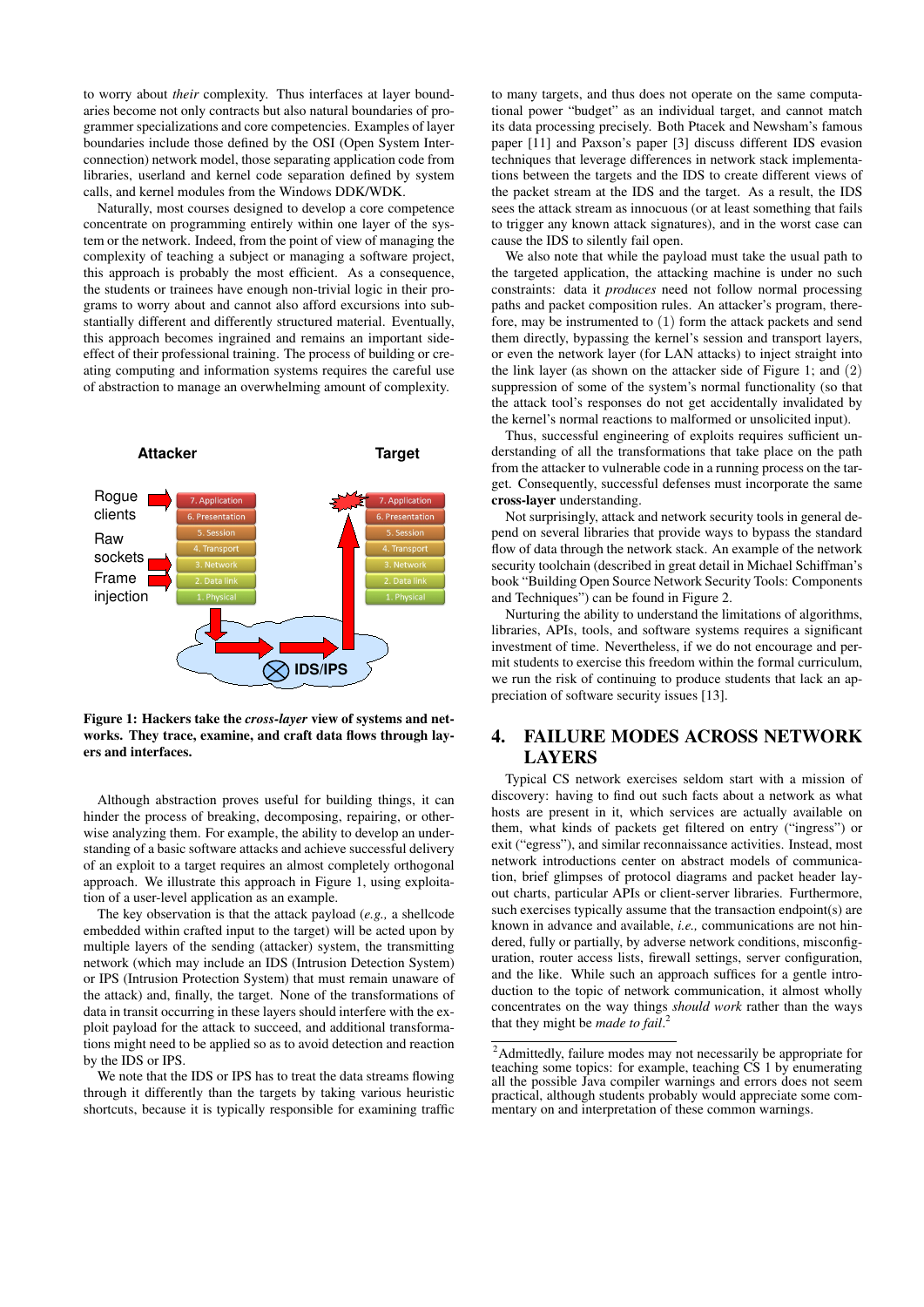to worry about *their* complexity. Thus interfaces at layer boundaries become not only contracts but also natural boundaries of programmer specializations and core competencies. Examples of layer boundaries include those defined by the OSI (Open System Interconnection) network model, those separating application code from libraries, userland and kernel code separation defined by system calls, and kernel modules from the Windows DDK/WDK.

Naturally, most courses designed to develop a core competence concentrate on programming entirely within one layer of the system or the network. Indeed, from the point of view of managing the complexity of teaching a subject or managing a software project, this approach is probably the most efficient. As a consequence, the students or trainees have enough non-trivial logic in their programs to worry about and cannot also afford excursions into substantially different and differently structured material. Eventually, this approach becomes ingrained and remains an important side-effect of their professional training. The process of building or creating computing and information systems requires the careful use of abstraction to manage an overwhelming amount of complexity.

**Figure 1: Hackers take the *cross-layer* view of systems and networks. They trace, examine, and craft data flows through layers and interfaces.**

Although abstraction proves useful for building things, it can hinder the process of breaking, decomposing, repairing, or otherwise analyzing them. For example, the ability to develop an understanding of a basic software attacks and achieve successful delivery of an exploit to a target requires an almost completely orthogonal approach. We illustrate this approach in Figure 1, using exploitation of a user-level application as an example.

The key observation is that the attack payload (*e.g.,* a shellcode embedded within crafted input to the target) will be acted upon by multiple layers of the sending (attacker) system, the transmitting network (which may include an IDS (Intrusion Detection System) or IPS (Intrusion Protection System) that must remain unaware of the attack) and, finally, the target. None of the transformations of data in transit occurring in these layers should interfere with the exploit payload for the attack to succeed, and additional transformations might need to be applied so as to avoid detection and reaction by the IDS or IPS.

We note that the IDS or IPS has to treat the data streams flowing through it differently than the targets by taking various heuristic shortcuts, because it is typically responsible for examining traffic to many targets, and thus does not operate on the same computational power "budget" as an individual target, and cannot match its data processing precisely. Both Ptacek and Newsham's famous paper [11] and Paxson's paper [3] discuss different IDS evasion techniques that leverage differences in network stack implementations between the targets and the IDS to create different views of the packet stream at the IDS and the target. As a result, the IDS sees the attack stream as innocuous (or at least something that fails to trigger any known attack signatures), and in the worst case can cause the IDS to silently fail open.

We also note that while the payload must take the usual path to the targeted application, the attacking machine is under no such constraints: data it *produces* need not follow normal processing paths and packet composition rules. An attacker's program, therefore, may be instrumented to (1) form the attack packets and send them directly, bypassing the kernel's session and transport layers, or even the network layer (for LAN attacks) to inject straight into the link layer (as shown on the attacker side of Figure 1; and (2) suppression of some of the system's normal functionality (so that the attack tool's responses do not get accidentally invalidated by the kernel's normal reactions to malformed or unsolicited input).

Thus, successful engineering of exploits requires sufficient understanding of all the transformations that take place on the path from the attacker to vulnerable code in a running process on the target. Consequently, successful defenses must incorporate the same **cross-layer** understanding.

Not surprisingly, attack and network security tools in general depend on several libraries that provide ways to bypass the standard flow of data through the network stack. An example of the network security toolchain (described in great detail in Michael Schiffman's book "Building Open Source Network Security Tools: Components and Techniques") can be found in Figure 2.

Nurturing the ability to understand the limitations of algorithms, libraries, APIs, tools, and software systems requires a significant investment of time. Nevertheless, if we do not encourage and permit students to exercise this freedom within the formal curriculum, we run the risk of continuing to produce students that lack an appreciation of software security issues [13].

## 4. FAILURE MODES ACROSS NETWORK LAYERS

Typical CS network exercises seldom start with a mission of discovery: having to find out such facts about a network as what hosts are present in it, which services are actually available on them, what kinds of packets get filtered on entry ("ingress") or exit ("egress"), and similar reconnaissance activities. Instead, most network introductions center on abstract models of communication, brief glimpses of protocol diagrams and packet header layout charts, particular APIs or client-server libraries. Furthermore, such exercises typically assume that the transaction endpoint(s) are known in advance and available, *i.e.,* communications are not hindered, fully or partially, by adverse network conditions, misconfiguration, router access lists, firewall settings, server configuration, and the like. While such an approach suffices for a gentle introduction to the topic of network communication, it almost wholly concentrates on the way things *should work* rather than the ways that they might be *made to fail*.[2]

[2]Admittedly, failure modes may not necessarily be appropriate for teaching some topics: for example, teaching CS 1 by enumerating all the possible Java compiler warnings and errors does not seem practical, although students probably would appreciate some commentary on and interpretation of these common warnings.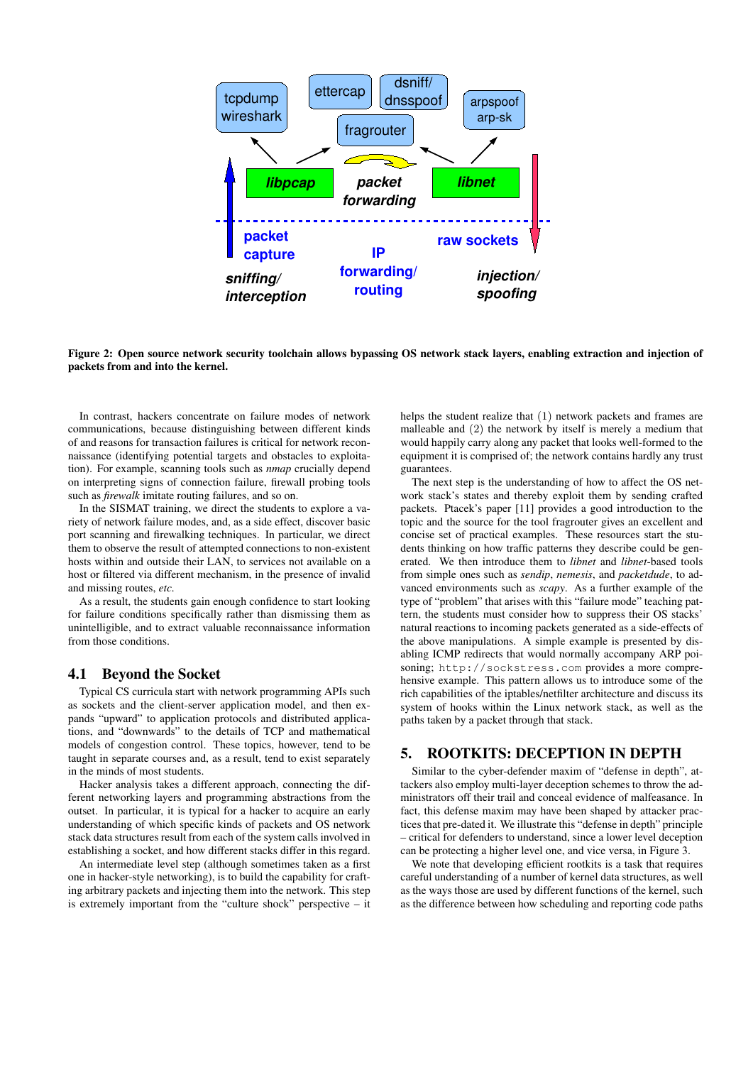**Figure 2: Open source network security toolchain allows bypassing OS network stack layers, enabling extraction and injection of packets from and into the kernel.**

In contrast, hackers concentrate on failure modes of network communications, because distinguishing between different kinds of and reasons for transaction failures is critical for network reconnaissance (identifying potential targets and obstacles to exploitation). For example, scanning tools such as *nmap* crucially depend on interpreting signs of connection failure, firewall probing tools such as *firewalk* imitate routing failures, and so on.

In the SISMAT training, we direct the students to explore a variety of network failure modes, and, as a side effect, discover basic port scanning and firewalking techniques. In particular, we direct them to observe the result of attempted connections to non-existent hosts within and outside their LAN, to services not available on a host or filtered via different mechanism, in the presence of invalid and missing routes, *etc.*

As a result, the students gain enough confidence to start looking for failure conditions specifically rather than dismissing them as unintelligible, and to extract valuable reconnaissance information from those conditions.

## 4.1 Beyond the Socket

Typical CS curricula start with network programming APIs such as sockets and the client-server application model, and then expands "upward" to application protocols and distributed applications, and "downwards" to the details of TCP and mathematical models of congestion control. These topics, however, tend to be taught in separate courses and, as a result, tend to exist separately in the minds of most students.

Hacker analysis takes a different approach, connecting the different networking layers and programming abstractions from the outset. In particular, it is typical for a hacker to acquire an early understanding of which specific kinds of packets and OS network stack data structures result from each of the system calls involved in establishing a socket, and how different stacks differ in this regard.

An intermediate level step (although sometimes taken as a first one in hacker-style networking), is to build the capability for crafting arbitrary packets and injecting them into the network. This step is extremely important from the "culture shock" perspective – it helps the student realize that (1) network packets and frames are malleable and (2) the network by itself is merely a medium that would happily carry along any packet that looks well-formed to the equipment it is comprised of; the network contains hardly any trust guarantees.

The next step is the understanding of how to affect the OS network stack's states and thereby exploit them by sending crafted packets. Ptacek's paper [11] provides a good introduction to the topic and the source for the tool fragrouter gives an excellent and concise set of practical examples. These resources start the students thinking on how traffic patterns they describe could be generated. We then introduce them to *libnet* and *libnet*-based tools from simple ones such as *sendip*, *nemesis*, and *packetdude*, to advanced environments such as *scapy*. As a further example of the type of "problem" that arises with this "failure mode" teaching pattern, the students must consider how to suppress their OS stacks' natural reactions to incoming packets generated as a side-effects of the above manipulations. A simple example is presented by disabling ICMP redirects that would normally accompany ARP poisoning; `http://sockstress.com` provides a more comprehensive example. This pattern allows us to introduce some of the rich capabilities of the iptables/netfilter architecture and discuss its system of hooks within the Linux network stack, as well as the paths taken by a packet through that stack.

# 5. ROOTKITS: DECEPTION IN DEPTH

Similar to the cyber-defender maxim of "defense in depth", attackers also employ multi-layer deception schemes to throw the administrators off their trail and conceal evidence of malfeasance. In fact, this defense maxim may have been shaped by attacker practices that pre-dated it. We illustrate this "defense in depth" principle – critical for defenders to understand, since a lower level deception can be protecting a higher level one, and vice versa, in Figure 3.

We note that developing efficient rootkits is a task that requires careful understanding of a number of kernel data structures, as well as the ways those are used by different functions of the kernel, such as the difference between how scheduling and reporting code paths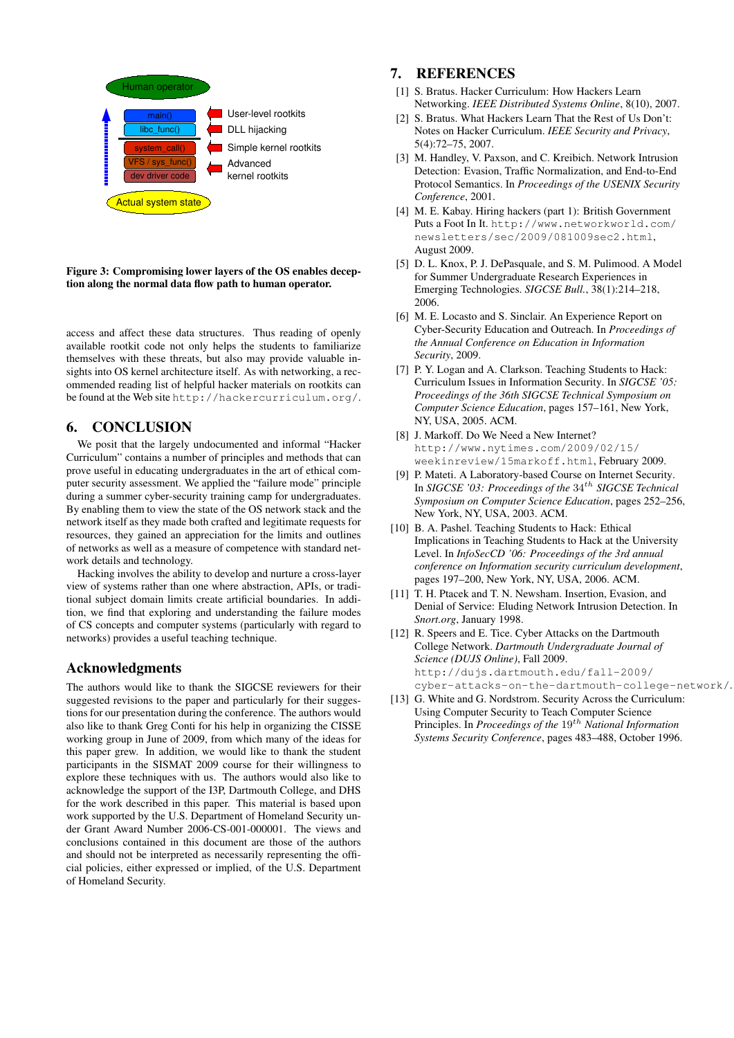Human operator

main()

libc_func()

system_call()

VFS / sys_func()

dev driver code

Actual system state

User-level rootkits

DLL hijacking

Simple kernel rootkits

Advanced kernel rootkits

**Figure 3: Compromising lower layers of the OS enables deception along the normal data flow path to human operator.**

access and affect these data structures. Thus reading of openly available rootkit code not only helps the students to familiarize themselves with these threats, but also may provide valuable insights into OS kernel architecture itself. As with networking, a recommended reading list of helpful hacker materials on rootkits can be found at the Web site `http://hackercurriculum.org/`.

## 6. CONCLUSION

We posit that the largely undocumented and informal "Hacker Curriculum" contains a number of principles and methods that can prove useful in educating undergraduates in the art of ethical computer security assessment. We applied the "failure mode" principle during a summer cyber-security training camp for undergraduates. By enabling them to view the state of the OS network stack and the network itself as they made both crafted and legitimate requests for resources, they gained an appreciation for the limits and outlines of networks as well as a measure of competence with standard network details and technology.

Hacking involves the ability to develop and nurture a cross-layer view of systems rather than one where abstraction, APIs, or traditional subject domain limits create artificial boundaries. In addition, we find that exploring and understanding the failure modes of CS concepts and computer systems (particularly with regard to networks) provides a useful teaching technique.

## Acknowledgments

The authors would like to thank the SIGCSE reviewers for their suggested revisions to the paper and particularly for their suggestions for our presentation during the conference. The authors would also like to thank Greg Conti for his help in organizing the CISSE working group in June of 2009, from which many of the ideas for this paper grew. In addition, we would like to thank the student participants in the SISMAT 2009 course for their willingness to explore these techniques with us. The authors would also like to acknowledge the support of the I3P, Dartmouth College, and DHS for the work described in this paper. This material is based upon work supported by the U.S. Department of Homeland Security under Grant Award Number 2006-CS-001-000001. The views and conclusions contained in this document are those of the authors and should not be interpreted as necessarily representing the official policies, either expressed or implied, of the U.S. Department of Homeland Security.

## 7. REFERENCES

[1] S. Bratus. Hacker Curriculum: How Hackers Learn Networking. *IEEE Distributed Systems Online*, 8(10), 2007.

[2] S. Bratus. What Hackers Learn That the Rest of Us Don't: Notes on Hacker Curriculum. *IEEE Security and Privacy*, 5(4):72–75, 2007.

[3] M. Handley, V. Paxson, and C. Kreibich. Network Intrusion Detection: Evasion, Traffic Normalization, and End-to-End Protocol Semantics. In *Proceedings of the USENIX Security Conference*, 2001.

[4] M. E. Kabay. Hiring hackers (part 1): British Government Puts a Foot In It. `http://www.networkworld.com/newsletters/sec/2009/081009sec2.html`, August 2009.

[5] D. L. Knox, P. J. DePasquale, and S. M. Pulimood. A Model for Summer Undergraduate Research Experiences in Emerging Technologies. *SIGCSE Bull.*, 38(1):214–218, 2006.

[6] M. E. Locasto and S. Sinclair. An Experience Report on Cyber-Security Education and Outreach. In *Proceedings of the Annual Conference on Education in Information Security*, 2009.

[7] P. Y. Logan and A. Clarkson. Teaching Students to Hack: Curriculum Issues in Information Security. In *SIGCSE '05: Proceedings of the 36th SIGCSE Technical Symposium on Computer Science Education*, pages 157–161, New York, NY, USA, 2005. ACM.

[8] J. Markoff. Do We Need a New Internet? `http://www.nytimes.com/2009/02/15/weekinreview/15markoff.html`, February 2009.

[9] P. Mateti. A Laboratory-based Course on Internet Security. In *SIGCSE '03: Proceedings of the* $34^{th}$ *SIGCSE Technical Symposium on Computer Science Education*, pages 252–256, New York, NY, USA, 2003. ACM.

[10] B. A. Pashel. Teaching Students to Hack: Ethical Implications in Teaching Students to Hack at the University Level. In *InfoSecCD '06: Proceedings of the 3rd annual conference on Information security curriculum development*, pages 197–200, New York, NY, USA, 2006. ACM.

[11] T. H. Ptacek and T. N. Newsham. Insertion, Evasion, and Denial of Service: Eluding Network Intrusion Detection. In *Snort.org*, January 1998.

[12] R. Speers and E. Tice. Cyber Attacks on the Dartmouth College Network. *Dartmouth Undergraduate Journal of Science (DUJS Online)*, Fall 2009. `http://dujs.dartmouth.edu/fall-2009/cyber-attacks-on-the-dartmouth-college-network/`.

[13] G. White and G. Nordstrom. Security Across the Curriculum: Using Computer Security to Teach Computer Science Principles. In *Proceedings of the* $19^{th}$ *National Information Systems Security Conference*, pages 483–488, October 1996.